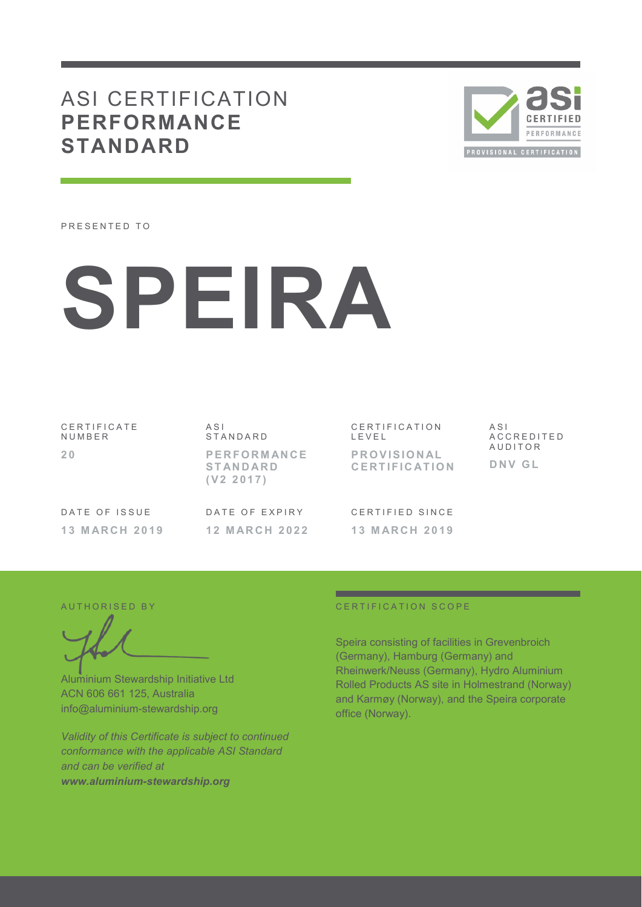# ASI CERTIFICATION **PERFORMANCE STANDARD**

PRESENTED TO

# SPEIRA

| CERTIFICATE NUMBER | ASI STANDARD | CERTIFICATION LEVEL | ASI ACCREDITED AUDITOR |
|---|---|---|---|
| **20** | **PERFORMANCE STANDARD (V2 2017)** | **PROVISIONAL CERTIFICATION** | **DNV GL** |

| DATE OF ISSUE | DATE OF EXPIRY | CERTIFIED SINCE |
|---|---|---|
| **13 MARCH 2019** | **12 MARCH 2022** | **13 MARCH 2019** |

AUTHORISED BY

Aluminium Stewardship Initiative Ltd
ACN 606 661 125, Australia
info@aluminium-stewardship.org

*Validity of this Certificate is subject to continued conformance with the applicable ASI Standard and can be verified at* ***www.aluminium-stewardship.org***

CERTIFICATION SCOPE

Speira consisting of facilities in Grevenbroich (Germany), Hamburg (Germany) and Rheinwerk/Neuss (Germany), Hydro Aluminium Rolled Products AS site in Holmestrand (Norway) and Karmøy (Norway), and the Speira corporate office (Norway).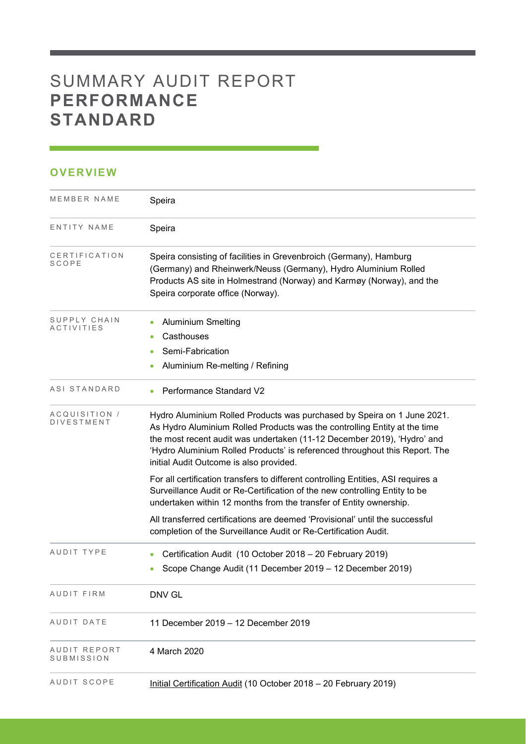# SUMMARY AUDIT REPORT **PERFORMANCE STANDARD**

## OVERVIEW

| | |
|---|---|
| MEMBER NAME | Speira |
| ENTITY NAME | Speira |
| CERTIFICATION SCOPE | Speira consisting of facilities in Grevenbroich (Germany), Hamburg (Germany) and Rheinwerk/Neuss (Germany), Hydro Aluminium Rolled Products AS site in Holmestrand (Norway) and Karmøy (Norway), and the Speira corporate office (Norway). |
| SUPPLY CHAIN ACTIVITIES | • Aluminium Smelting<br>• Casthouses<br>• Semi-Fabrication<br>• Aluminium Re-melting / Refining |
| ASI STANDARD | • Performance Standard V2 |
| ACQUISITION / DIVESTMENT | Hydro Aluminium Rolled Products was purchased by Speira on 1 June 2021. As Hydro Aluminium Rolled Products was the controlling Entity at the time the most recent audit was undertaken (11-12 December 2019), 'Hydro' and 'Hydro Aluminium Rolled Products' is referenced throughout this Report. The initial Audit Outcome is also provided.<br><br>For all certification transfers to different controlling Entities, ASI requires a Surveillance Audit or Re-Certification of the new controlling Entity to be undertaken within 12 months from the transfer of Entity ownership.<br><br>All transferred certifications are deemed 'Provisional' until the successful completion of the Surveillance Audit or Re-Certification Audit. |
| AUDIT TYPE | • Certification Audit (10 October 2018 – 20 February 2019)<br>• Scope Change Audit (11 December 2019 – 12 December 2019) |
| AUDIT FIRM | DNV GL |
| AUDIT DATE | 11 December 2019 – 12 December 2019 |
| AUDIT REPORT SUBMISSION | 4 March 2020 |
| AUDIT SCOPE | Initial Certification Audit (10 October 2018 – 20 February 2019) |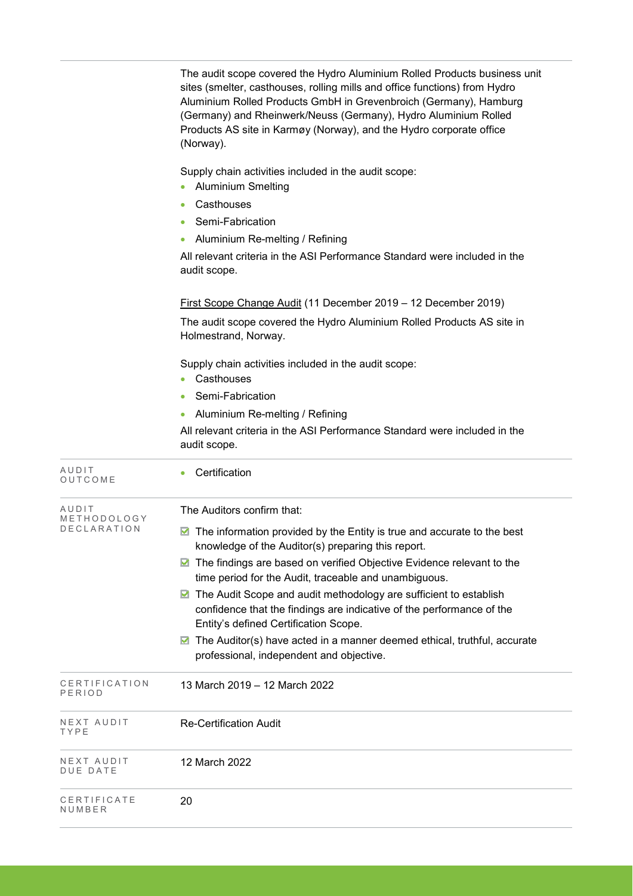| | |
|---|---|
| | The audit scope covered the Hydro Aluminium Rolled Products business unit sites (smelter, casthouses, rolling mills and office functions) from Hydro Aluminium Rolled Products GmbH in Grevenbroich (Germany), Hamburg (Germany) and Rheinwerk/Neuss (Germany), Hydro Aluminium Rolled Products AS site in Karmøy (Norway), and the Hydro corporate office (Norway).<br><br>Supply chain activities included in the audit scope:<br>• Aluminium Smelting<br>• Casthouses<br>• Semi-Fabrication<br>• Aluminium Re-melting / Refining<br><br>All relevant criteria in the ASI Performance Standard were included in the audit scope.<br><br>First Scope Change Audit (11 December 2019 – 12 December 2019)<br><br>The audit scope covered the Hydro Aluminium Rolled Products AS site in Holmestrand, Norway.<br><br>Supply chain activities included in the audit scope:<br>• Casthouses<br>• Semi-Fabrication<br>• Aluminium Re-melting / Refining<br><br>All relevant criteria in the ASI Performance Standard were included in the audit scope. |
| AUDIT OUTCOME | • Certification |
| AUDIT METHODOLOGY DECLARATION | The Auditors confirm that:<br>☑ The information provided by the Entity is true and accurate to the best knowledge of the Auditor(s) preparing this report.<br>☑ The findings are based on verified Objective Evidence relevant to the time period for the Audit, traceable and unambiguous.<br>☑ The Audit Scope and audit methodology are sufficient to establish confidence that the findings are indicative of the performance of the Entity's defined Certification Scope.<br>☑ The Auditor(s) have acted in a manner deemed ethical, truthful, accurate professional, independent and objective. |
| CERTIFICATION PERIOD | 13 March 2019 – 12 March 2022 |
| NEXT AUDIT TYPE | Re-Certification Audit |
| NEXT AUDIT DUE DATE | 12 March 2022 |
| CERTIFICATE NUMBER | 20 |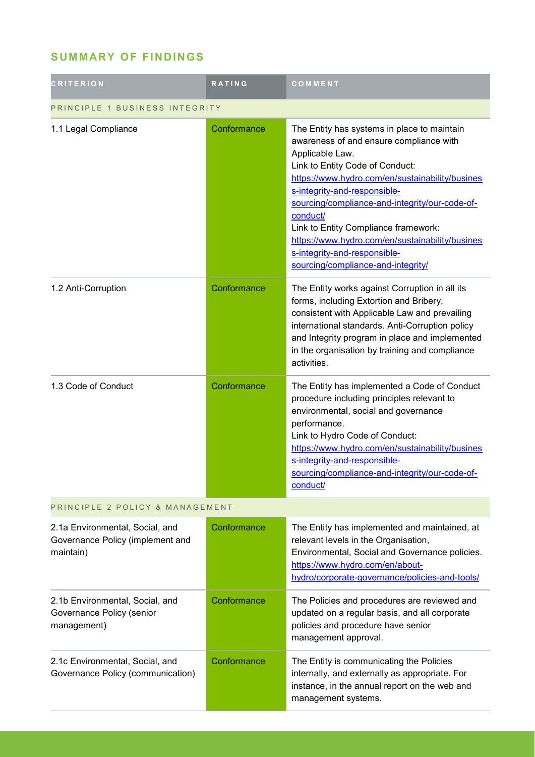## SUMMARY OF FINDINGS

| CRITERION | RATING | COMMENT |
|---|---|---|
| PRINCIPLE 1 BUSINESS INTEGRITY | | |
| 1.1 Legal Compliance | Conformance | The Entity has systems in place to maintain awareness of and ensure compliance with Applicable Law.<br>Link to Entity Code of Conduct:<br>https://www.hydro.com/en/sustainability/business-integrity-and-responsible-sourcing/compliance-and-integrity/our-code-of-conduct/<br>Link to Entity Compliance framework:<br>https://www.hydro.com/en/sustainability/business-integrity-and-responsible-sourcing/compliance-and-integrity/ |
| 1.2 Anti-Corruption | Conformance | The Entity works against Corruption in all its forms, including Extortion and Bribery, consistent with Applicable Law and prevailing international standards. Anti-Corruption policy and Integrity program in place and implemented in the organisation by training and compliance activities. |
| 1.3 Code of Conduct | Conformance | The Entity has implemented a Code of Conduct procedure including principles relevant to environmental, social and governance performance.<br>Link to Hydro Code of Conduct:<br>https://www.hydro.com/en/sustainability/business-integrity-and-responsible-sourcing/compliance-and-integrity/our-code-of-conduct/ |
| PRINCIPLE 2 POLICY & MANAGEMENT | | |
| 2.1a Environmental, Social, and Governance Policy (implement and maintain) | Conformance | The Entity has implemented and maintained, at relevant levels in the Organisation, Environmental, Social and Governance policies.<br>https://www.hydro.com/en/about-hydro/corporate-governance/policies-and-tools/ |
| 2.1b Environmental, Social, and Governance Policy (senior management) | Conformance | The Policies and procedures are reviewed and updated on a regular basis, and all corporate policies and procedure have senior management approval. |
| 2.1c Environmental, Social, and Governance Policy (communication) | Conformance | The Entity is communicating the Policies internally, and externally as appropriate. For instance, in the annual report on the web and management systems. |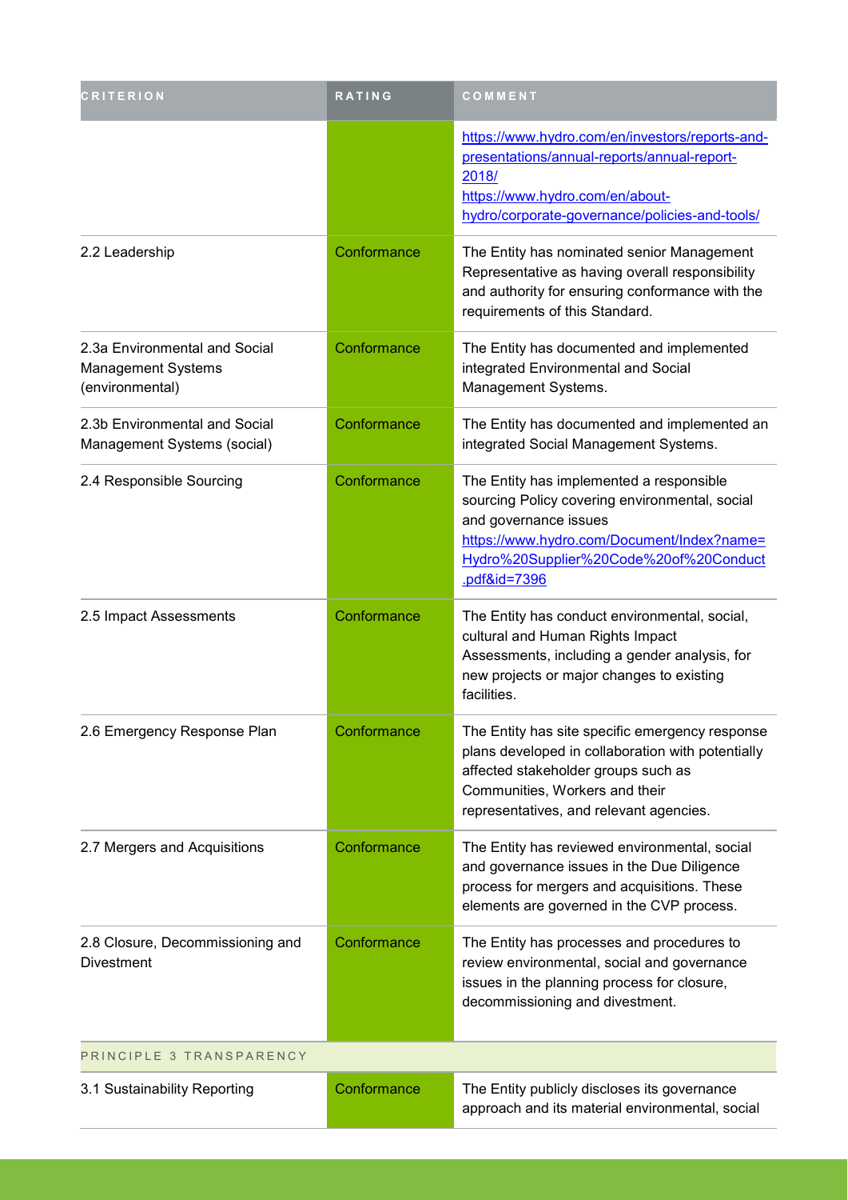| CRITERION | RATING | COMMENT |
| --- | --- | --- |
| | | https://www.hydro.com/en/investors/reports-and-presentations/annual-reports/annual-report-2018/ https://www.hydro.com/en/about-hydro/corporate-governance/policies-and-tools/ |
| 2.2 Leadership | Conformance | The Entity has nominated senior Management Representative as having overall responsibility and authority for ensuring conformance with the requirements of this Standard. |
| 2.3a Environmental and Social Management Systems (environmental) | Conformance | The Entity has documented and implemented integrated Environmental and Social Management Systems. |
| 2.3b Environmental and Social Management Systems (social) | Conformance | The Entity has documented and implemented an integrated Social Management Systems. |
| 2.4 Responsible Sourcing | Conformance | The Entity has implemented a responsible sourcing Policy covering environmental, social and governance issues https://www.hydro.com/Document/Index?name=Hydro%20Supplier%20Code%20of%20Conduct.pdf&id=7396 |
| 2.5 Impact Assessments | Conformance | The Entity has conduct environmental, social, cultural and Human Rights Impact Assessments, including a gender analysis, for new projects or major changes to existing facilities. |
| 2.6 Emergency Response Plan | Conformance | The Entity has site specific emergency response plans developed in collaboration with potentially affected stakeholder groups such as Communities, Workers and their representatives, and relevant agencies. |
| 2.7 Mergers and Acquisitions | Conformance | The Entity has reviewed environmental, social and governance issues in the Due Diligence process for mergers and acquisitions. These elements are governed in the CVP process. |
| 2.8 Closure, Decommissioning and Divestment | Conformance | The Entity has processes and procedures to review environmental, social and governance issues in the planning process for closure, decommissioning and divestment. |
| PRINCIPLE 3 TRANSPARENCY | | |
| 3.1 Sustainability Reporting | Conformance | The Entity publicly discloses its governance approach and its material environmental, social |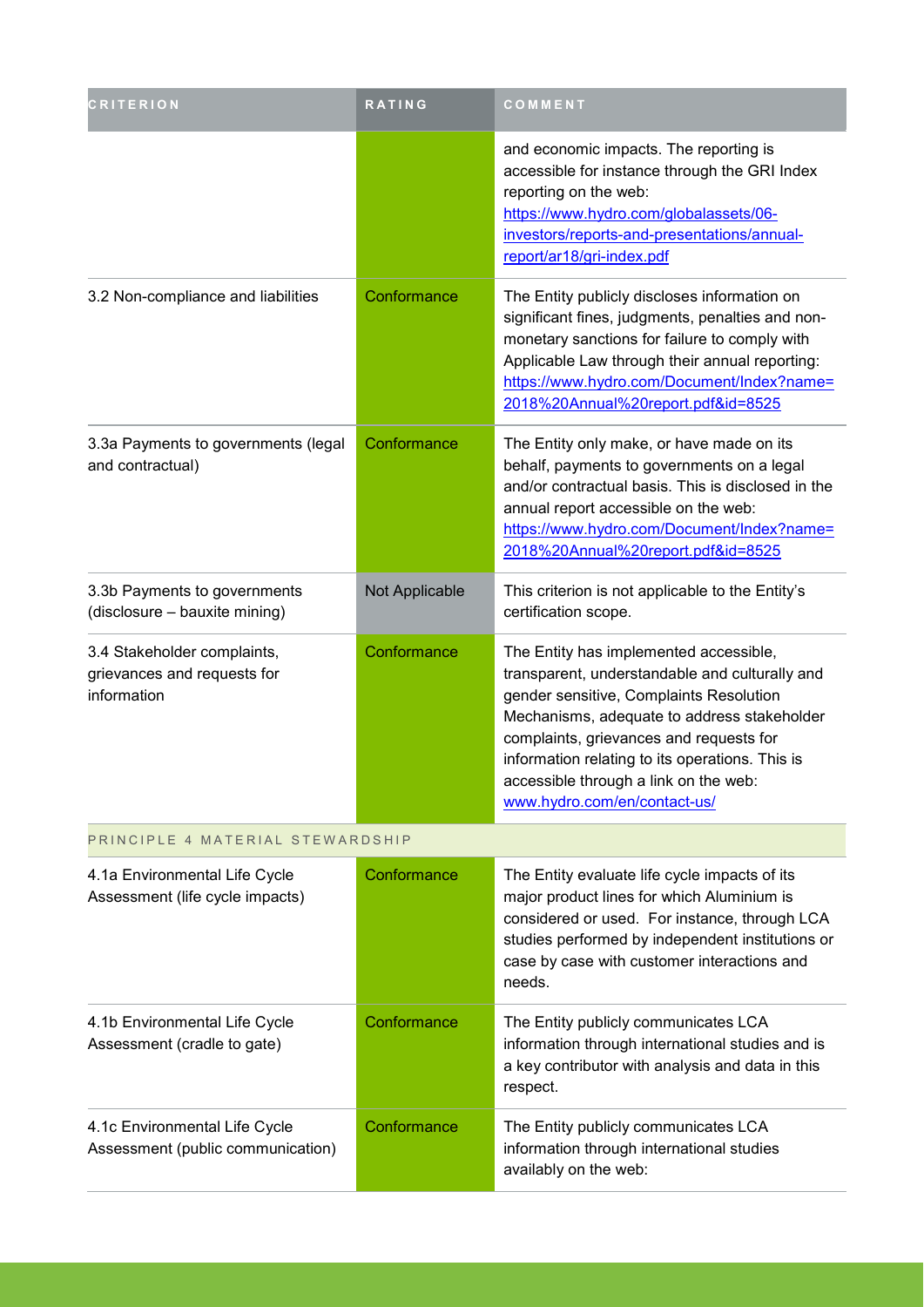| CRITERION | RATING | COMMENT |
|---|---|---|
| | | and economic impacts. The reporting is accessible for instance through the GRI Index reporting on the web: https://www.hydro.com/globalassets/06-investors/reports-and-presentations/annual-report/ar18/gri-index.pdf |
| 3.2 Non-compliance and liabilities | Conformance | The Entity publicly discloses information on significant fines, judgments, penalties and non-monetary sanctions for failure to comply with Applicable Law through their annual reporting: https://www.hydro.com/Document/Index?name=2018%20Annual%20report.pdf&id=8525 |
| 3.3a Payments to governments (legal and contractual) | Conformance | The Entity only make, or have made on its behalf, payments to governments on a legal and/or contractual basis. This is disclosed in the annual report accessible on the web: https://www.hydro.com/Document/Index?name=2018%20Annual%20report.pdf&id=8525 |
| 3.3b Payments to governments (disclosure – bauxite mining) | Not Applicable | This criterion is not applicable to the Entity's certification scope. |
| 3.4 Stakeholder complaints, grievances and requests for information | Conformance | The Entity has implemented accessible, transparent, understandable and culturally and gender sensitive, Complaints Resolution Mechanisms, adequate to address stakeholder complaints, grievances and requests for information relating to its operations. This is accessible through a link on the web: www.hydro.com/en/contact-us/ |
| PRINCIPLE 4 MATERIAL STEWARDSHIP | | |
| 4.1a Environmental Life Cycle Assessment (life cycle impacts) | Conformance | The Entity evaluate life cycle impacts of its major product lines for which Aluminium is considered or used. For instance, through LCA studies performed by independent institutions or case by case with customer interactions and needs. |
| 4.1b Environmental Life Cycle Assessment (cradle to gate) | Conformance | The Entity publicly communicates LCA information through international studies and is a key contributor with analysis and data in this respect. |
| 4.1c Environmental Life Cycle Assessment (public communication) | Conformance | The Entity publicly communicates LCA information through international studies availably on the web: |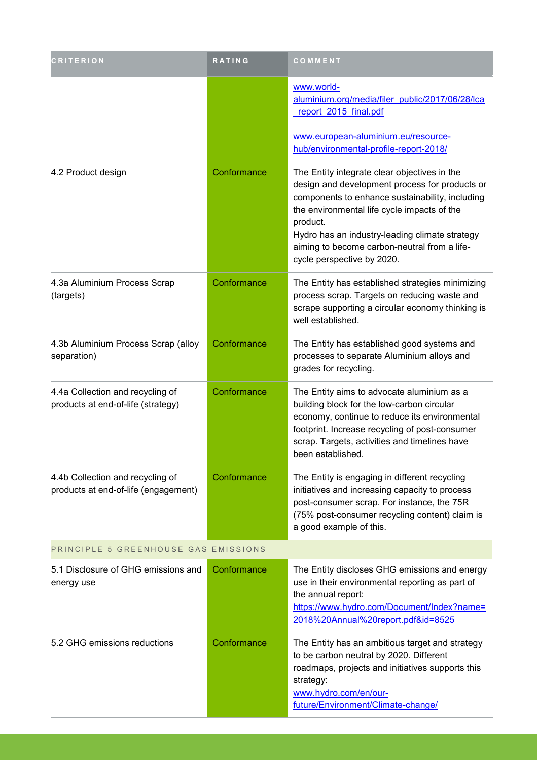| CRITERION | RATING | COMMENT |
| --- | --- | --- |
| | | www.world-aluminium.org/media/filer_public/2017/06/28/lca_report_2015_final.pdf<br><br>www.european-aluminium.eu/resource-hub/environmental-profile-report-2018/ |
| 4.2 Product design | Conformance | The Entity integrate clear objectives in the design and development process for products or components to enhance sustainability, including the environmental life cycle impacts of the product.<br>Hydro has an industry-leading climate strategy aiming to become carbon-neutral from a life-cycle perspective by 2020. |
| 4.3a Aluminium Process Scrap (targets) | Conformance | The Entity has established strategies minimizing process scrap. Targets on reducing waste and scrape supporting a circular economy thinking is well established. |
| 4.3b Aluminium Process Scrap (alloy separation) | Conformance | The Entity has established good systems and processes to separate Aluminium alloys and grades for recycling. |
| 4.4a Collection and recycling of products at end-of-life (strategy) | Conformance | The Entity aims to advocate aluminium as a building block for the low-carbon circular economy, continue to reduce its environmental footprint. Increase recycling of post-consumer scrap. Targets, activities and timelines have been established. |
| 4.4b Collection and recycling of products at end-of-life (engagement) | Conformance | The Entity is engaging in different recycling initiatives and increasing capacity to process post-consumer scrap. For instance, the 75R (75% post-consumer recycling content) claim is a good example of this. |
| PRINCIPLE 5 GREENHOUSE GAS EMISSIONS | | |
| 5.1 Disclosure of GHG emissions and energy use | Conformance | The Entity discloses GHG emissions and energy use in their environmental reporting as part of the annual report:<br>https://www.hydro.com/Document/Index?name=2018%20Annual%20report.pdf&id=8525 |
| 5.2 GHG emissions reductions | Conformance | The Entity has an ambitious target and strategy to be carbon neutral by 2020. Different roadmaps, projects and initiatives supports this strategy:<br>www.hydro.com/en/our-future/Environment/Climate-change/ |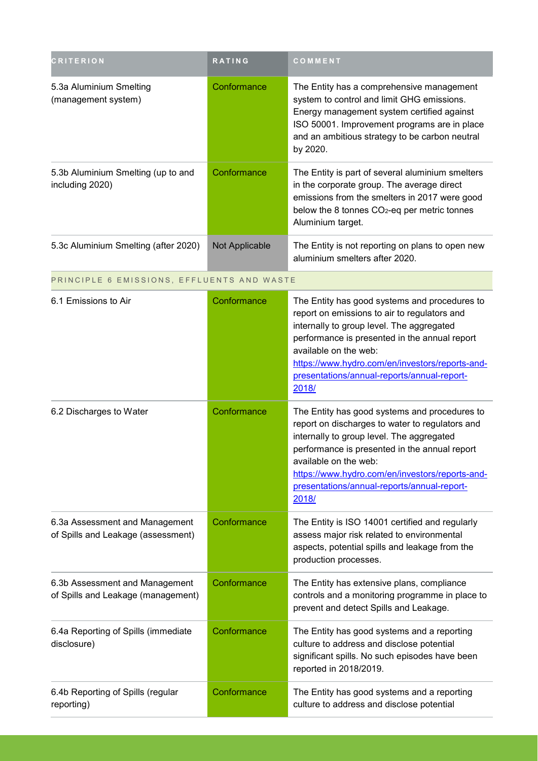| CRITERION | RATING | COMMENT |
|---|---|---|
| 5.3a Aluminium Smelting (management system) | Conformance | The Entity has a comprehensive management system to control and limit GHG emissions. Energy management system certified against ISO 50001. Improvement programs are in place and an ambitious strategy to be carbon neutral by 2020. |
| 5.3b Aluminium Smelting (up to and including 2020) | Conformance | The Entity is part of several aluminium smelters in the corporate group. The average direct emissions from the smelters in 2017 were good below the 8 tonnes $CO_2$-eq per metric tonnes Aluminium target. |
| 5.3c Aluminium Smelting (after 2020) | Not Applicable | The Entity is not reporting on plans to open new aluminium smelters after 2020. |
| PRINCIPLE 6 EMISSIONS, EFFLUENTS AND WASTE | | |
| 6.1 Emissions to Air | Conformance | The Entity has good systems and procedures to report on emissions to air to regulators and internally to group level. The aggregated performance is presented in the annual report available on the web: https://www.hydro.com/en/investors/reports-and-presentations/annual-reports/annual-report-2018/ |
| 6.2 Discharges to Water | Conformance | The Entity has good systems and procedures to report on discharges to water to regulators and internally to group level. The aggregated performance is presented in the annual report available on the web: https://www.hydro.com/en/investors/reports-and-presentations/annual-reports/annual-report-2018/ |
| 6.3a Assessment and Management of Spills and Leakage (assessment) | Conformance | The Entity is ISO 14001 certified and regularly assess major risk related to environmental aspects, potential spills and leakage from the production processes. |
| 6.3b Assessment and Management of Spills and Leakage (management) | Conformance | The Entity has extensive plans, compliance controls and a monitoring programme in place to prevent and detect Spills and Leakage. |
| 6.4a Reporting of Spills (immediate disclosure) | Conformance | The Entity has good systems and a reporting culture to address and disclose potential significant spills. No such episodes have been reported in 2018/2019. |
| 6.4b Reporting of Spills (regular reporting) | Conformance | The Entity has good systems and a reporting culture to address and disclose potential |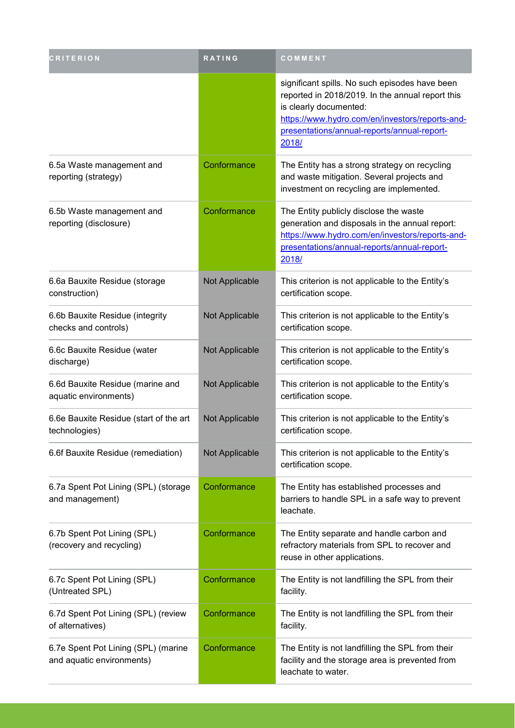| CRITERION | RATING | COMMENT |
| --- | --- | --- |
| | | significant spills. No such episodes have been reported in 2018/2019. In the annual report this is clearly documented: https://www.hydro.com/en/investors/reports-and-presentations/annual-reports/annual-report-2018/ |
| 6.5a Waste management and reporting (strategy) | Conformance | The Entity has a strong strategy on recycling and waste mitigation. Several projects and investment on recycling are implemented. |
| 6.5b Waste management and reporting (disclosure) | Conformance | The Entity publicly disclose the waste generation and disposals in the annual report: https://www.hydro.com/en/investors/reports-and-presentations/annual-reports/annual-report-2018/ |
| 6.6a Bauxite Residue (storage construction) | Not Applicable | This criterion is not applicable to the Entity's certification scope. |
| 6.6b Bauxite Residue (integrity checks and controls) | Not Applicable | This criterion is not applicable to the Entity's certification scope. |
| 6.6c Bauxite Residue (water discharge) | Not Applicable | This criterion is not applicable to the Entity's certification scope. |
| 6.6d Bauxite Residue (marine and aquatic environments) | Not Applicable | This criterion is not applicable to the Entity's certification scope. |
| 6.6e Bauxite Residue (start of the art technologies) | Not Applicable | This criterion is not applicable to the Entity's certification scope. |
| 6.6f Bauxite Residue (remediation) | Not Applicable | This criterion is not applicable to the Entity's certification scope. |
| 6.7a Spent Pot Lining (SPL) (storage and management) | Conformance | The Entity has established processes and barriers to handle SPL in a safe way to prevent leachate. |
| 6.7b Spent Pot Lining (SPL) (recovery and recycling) | Conformance | The Entity separate and handle carbon and refractory materials from SPL to recover and reuse in other applications. |
| 6.7c Spent Pot Lining (SPL) (Untreated SPL) | Conformance | The Entity is not landfilling the SPL from their facility. |
| 6.7d Spent Pot Lining (SPL) (review of alternatives) | Conformance | The Entity is not landfilling the SPL from their facility. |
| 6.7e Spent Pot Lining (SPL) (marine and aquatic environments) | Conformance | The Entity is not landfilling the SPL from their facility and the storage area is prevented from leachate to water. |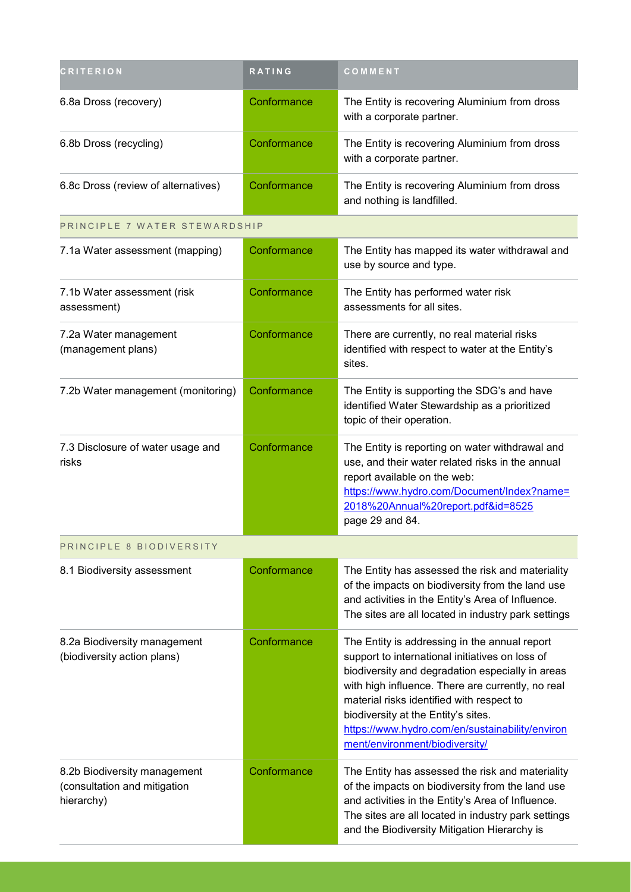| CRITERION | RATING | COMMENT |
| --- | --- | --- |
| 6.8a Dross (recovery) | Conformance | The Entity is recovering Aluminium from dross with a corporate partner. |
| 6.8b Dross (recycling) | Conformance | The Entity is recovering Aluminium from dross with a corporate partner. |
| 6.8c Dross (review of alternatives) | Conformance | The Entity is recovering Aluminium from dross and nothing is landfilled. |
| PRINCIPLE 7 WATER STEWARDSHIP | | |
| 7.1a Water assessment (mapping) | Conformance | The Entity has mapped its water withdrawal and use by source and type. |
| 7.1b Water assessment (risk assessment) | Conformance | The Entity has performed water risk assessments for all sites. |
| 7.2a Water management (management plans) | Conformance | There are currently, no real material risks identified with respect to water at the Entity's sites. |
| 7.2b Water management (monitoring) | Conformance | The Entity is supporting the SDG's and have identified Water Stewardship as a prioritized topic of their operation. |
| 7.3 Disclosure of water usage and risks | Conformance | The Entity is reporting on water withdrawal and use, and their water related risks in the annual report available on the web: https://www.hydro.com/Document/Index?name=2018%20Annual%20report.pdf&id=8525 page 29 and 84. |
| PRINCIPLE 8 BIODIVERSITY | | |
| 8.1 Biodiversity assessment | Conformance | The Entity has assessed the risk and materiality of the impacts on biodiversity from the land use and activities in the Entity's Area of Influence. The sites are all located in industry park settings |
| 8.2a Biodiversity management (biodiversity action plans) | Conformance | The Entity is addressing in the annual report support to international initiatives on loss of biodiversity and degradation especially in areas with high influence. There are currently, no real material risks identified with respect to biodiversity at the Entity's sites. https://www.hydro.com/en/sustainability/environment/environment/biodiversity/ |
| 8.2b Biodiversity management (consultation and mitigation hierarchy) | Conformance | The Entity has assessed the risk and materiality of the impacts on biodiversity from the land use and activities in the Entity's Area of Influence. The sites are all located in industry park settings and the Biodiversity Mitigation Hierarchy is |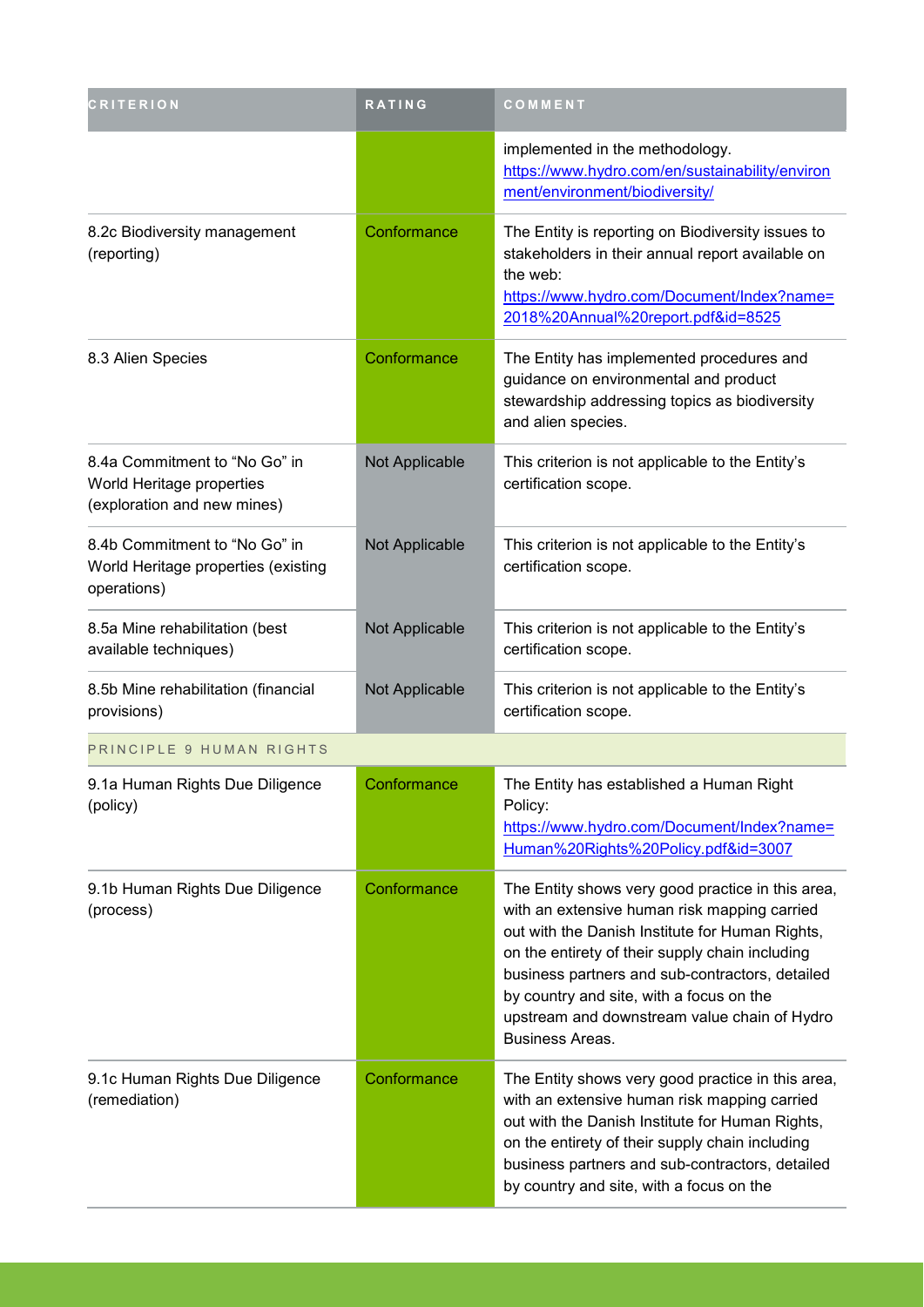| CRITERION | RATING | COMMENT |
|---|---|---|
| | | implemented in the methodology. https://www.hydro.com/en/sustainability/environment/environment/biodiversity/ |
| 8.2c Biodiversity management (reporting) | Conformance | The Entity is reporting on Biodiversity issues to stakeholders in their annual report available on the web: https://www.hydro.com/Document/Index?name=2018%20Annual%20report.pdf&id=8525 |
| 8.3 Alien Species | Conformance | The Entity has implemented procedures and guidance on environmental and product stewardship addressing topics as biodiversity and alien species. |
| 8.4a Commitment to “No Go” in World Heritage properties (exploration and new mines) | Not Applicable | This criterion is not applicable to the Entity’s certification scope. |
| 8.4b Commitment to “No Go” in World Heritage properties (existing operations) | Not Applicable | This criterion is not applicable to the Entity’s certification scope. |
| 8.5a Mine rehabilitation (best available techniques) | Not Applicable | This criterion is not applicable to the Entity’s certification scope. |
| 8.5b Mine rehabilitation (financial provisions) | Not Applicable | This criterion is not applicable to the Entity’s certification scope. |
| PRINCIPLE 9 HUMAN RIGHTS | | |
| 9.1a Human Rights Due Diligence (policy) | Conformance | The Entity has established a Human Right Policy: https://www.hydro.com/Document/Index?name=Human%20Rights%20Policy.pdf&id=3007 |
| 9.1b Human Rights Due Diligence (process) | Conformance | The Entity shows very good practice in this area, with an extensive human risk mapping carried out with the Danish Institute for Human Rights, on the entirety of their supply chain including business partners and sub-contractors, detailed by country and site, with a focus on the upstream and downstream value chain of Hydro Business Areas. |
| 9.1c Human Rights Due Diligence (remediation) | Conformance | The Entity shows very good practice in this area, with an extensive human risk mapping carried out with the Danish Institute for Human Rights, on the entirety of their supply chain including business partners and sub-contractors, detailed by country and site, with a focus on the |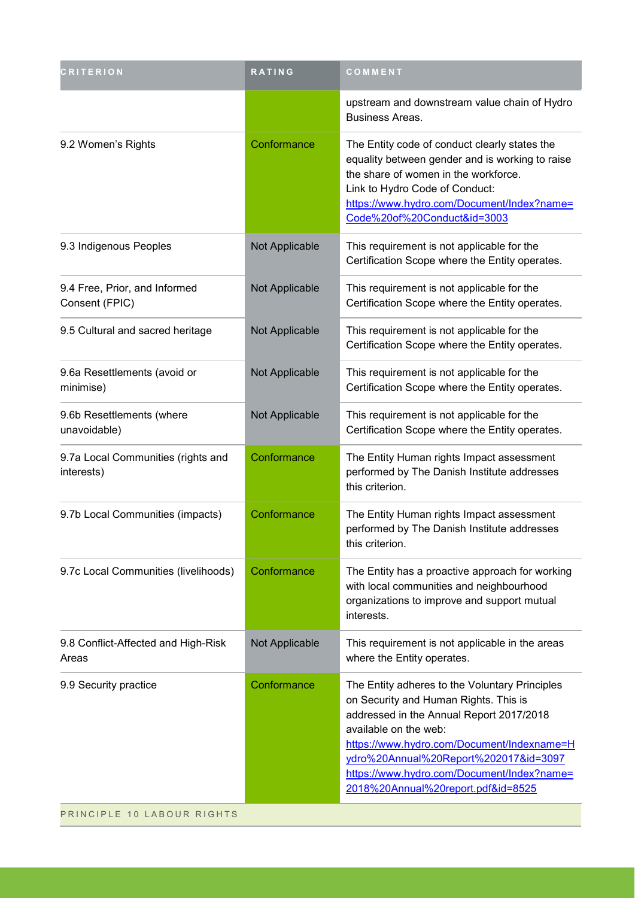| CRITERION | RATING | COMMENT |
|---|---|---|
| | | upstream and downstream value chain of Hydro Business Areas. |
| 9.2 Women's Rights | Conformance | The Entity code of conduct clearly states the equality between gender and is working to raise the share of women in the workforce.<br>Link to Hydro Code of Conduct:<br>https://www.hydro.com/Document/Index?name=Code%20of%20Conduct&id=3003 |
| 9.3 Indigenous Peoples | Not Applicable | This requirement is not applicable for the Certification Scope where the Entity operates. |
| 9.4 Free, Prior, and Informed Consent (FPIC) | Not Applicable | This requirement is not applicable for the Certification Scope where the Entity operates. |
| 9.5 Cultural and sacred heritage | Not Applicable | This requirement is not applicable for the Certification Scope where the Entity operates. |
| 9.6a Resettlements (avoid or minimise) | Not Applicable | This requirement is not applicable for the Certification Scope where the Entity operates. |
| 9.6b Resettlements (where unavoidable) | Not Applicable | This requirement is not applicable for the Certification Scope where the Entity operates. |
| 9.7a Local Communities (rights and interests) | Conformance | The Entity Human rights Impact assessment performed by The Danish Institute addresses this criterion. |
| 9.7b Local Communities (impacts) | Conformance | The Entity Human rights Impact assessment performed by The Danish Institute addresses this criterion. |
| 9.7c Local Communities (livelihoods) | Conformance | The Entity has a proactive approach for working with local communities and neighbourhood organizations to improve and support mutual interests. |
| 9.8 Conflict-Affected and High-Risk Areas | Not Applicable | This requirement is not applicable in the areas where the Entity operates. |
| 9.9 Security practice | Conformance | The Entity adheres to the Voluntary Principles on Security and Human Rights. This is addressed in the Annual Report 2017/2018 available on the web:<br>https://www.hydro.com/Document/Indexname=Hydro%20Annual%20Report%202017&id=3097<br>https://www.hydro.com/Document/Index?name=2018%20Annual%20report.pdf&id=8525 |
| PRINCIPLE 10 LABOUR RIGHTS | | |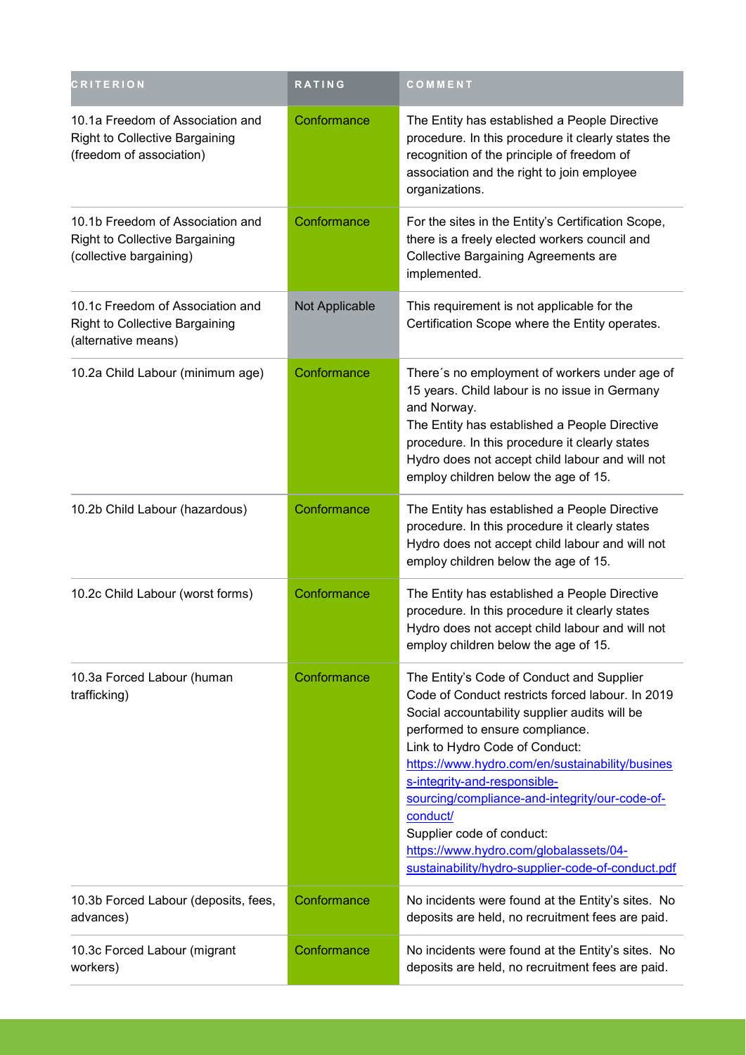| CRITERION | RATING | COMMENT |
|---|---|---|
| 10.1a Freedom of Association and Right to Collective Bargaining (freedom of association) | Conformance | The Entity has established a People Directive procedure. In this procedure it clearly states the recognition of the principle of freedom of association and the right to join employee organizations. |
| 10.1b Freedom of Association and Right to Collective Bargaining (collective bargaining) | Conformance | For the sites in the Entity's Certification Scope, there is a freely elected workers council and Collective Bargaining Agreements are implemented. |
| 10.1c Freedom of Association and Right to Collective Bargaining (alternative means) | Not Applicable | This requirement is not applicable for the Certification Scope where the Entity operates. |
| 10.2a Child Labour (minimum age) | Conformance | There´s no employment of workers under age of 15 years. Child labour is no issue in Germany and Norway.<br>The Entity has established a People Directive procedure. In this procedure it clearly states Hydro does not accept child labour and will not employ children below the age of 15. |
| 10.2b Child Labour (hazardous) | Conformance | The Entity has established a People Directive procedure. In this procedure it clearly states Hydro does not accept child labour and will not employ children below the age of 15. |
| 10.2c Child Labour (worst forms) | Conformance | The Entity has established a People Directive procedure. In this procedure it clearly states Hydro does not accept child labour and will not employ children below the age of 15. |
| 10.3a Forced Labour (human trafficking) | Conformance | The Entity's Code of Conduct and Supplier Code of Conduct restricts forced labour. In 2019 Social accountability supplier audits will be performed to ensure compliance.<br>Link to Hydro Code of Conduct:<br>https://www.hydro.com/en/sustainability/business-integrity-and-responsible-sourcing/compliance-and-integrity/our-code-of-conduct/<br>Supplier code of conduct:<br>https://www.hydro.com/globalassets/04-sustainability/hydro-supplier-code-of-conduct.pdf |
| 10.3b Forced Labour (deposits, fees, advances) | Conformance | No incidents were found at the Entity's sites. No deposits are held, no recruitment fees are paid. |
| 10.3c Forced Labour (migrant workers) | Conformance | No incidents were found at the Entity's sites. No deposits are held, no recruitment fees are paid. |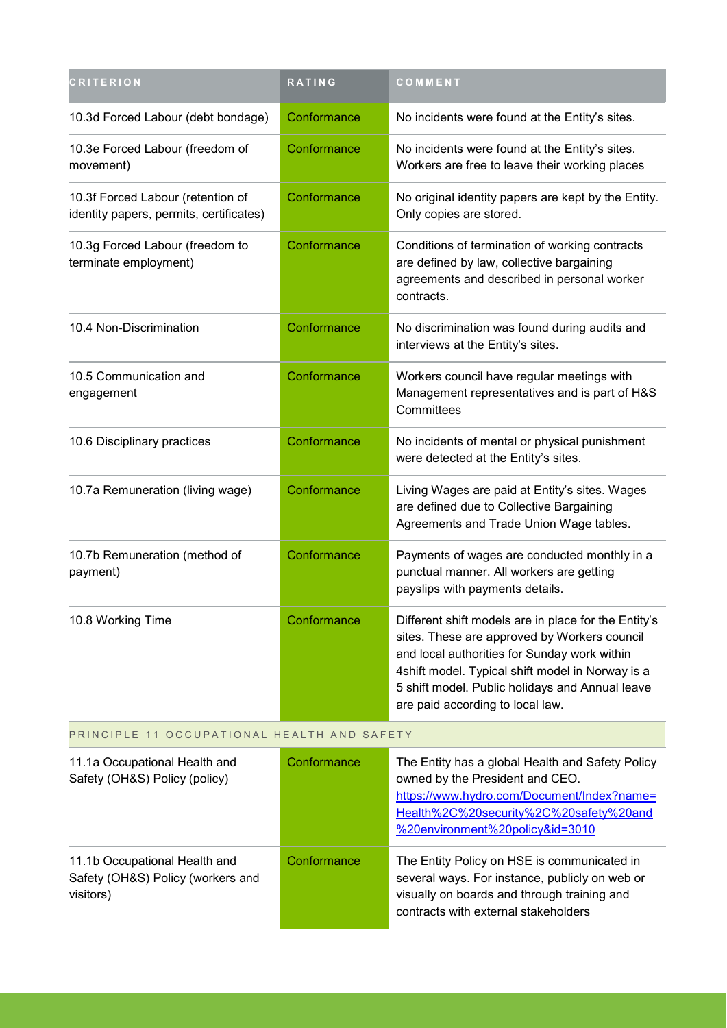| CRITERION | RATING | COMMENT |
|---|---|---|
| 10.3d Forced Labour (debt bondage) | Conformance | No incidents were found at the Entity's sites. |
| 10.3e Forced Labour (freedom of movement) | Conformance | No incidents were found at the Entity's sites. Workers are free to leave their working places |
| 10.3f Forced Labour (retention of identity papers, permits, certificates) | Conformance | No original identity papers are kept by the Entity. Only copies are stored. |
| 10.3g Forced Labour (freedom to terminate employment) | Conformance | Conditions of termination of working contracts are defined by law, collective bargaining agreements and described in personal worker contracts. |
| 10.4 Non-Discrimination | Conformance | No discrimination was found during audits and interviews at the Entity's sites. |
| 10.5 Communication and engagement | Conformance | Workers council have regular meetings with Management representatives and is part of H&S Committees |
| 10.6 Disciplinary practices | Conformance | No incidents of mental or physical punishment were detected at the Entity's sites. |
| 10.7a Remuneration (living wage) | Conformance | Living Wages are paid at Entity's sites. Wages are defined due to Collective Bargaining Agreements and Trade Union Wage tables. |
| 10.7b Remuneration (method of payment) | Conformance | Payments of wages are conducted monthly in a punctual manner. All workers are getting payslips with payments details. |
| 10.8 Working Time | Conformance | Different shift models are in place for the Entity's sites. These are approved by Workers council and local authorities for Sunday work within 4shift model. Typical shift model in Norway is a 5 shift model. Public holidays and Annual leave are paid according to local law. |
| PRINCIPLE 11 OCCUPATIONAL HEALTH AND SAFETY | | |
| 11.1a Occupational Health and Safety (OH&S) Policy (policy) | Conformance | The Entity has a global Health and Safety Policy owned by the President and CEO. https://www.hydro.com/Document/Index?name=Health%2C%20security%2C%20safety%20and%20environment%20policy&id=3010 |
| 11.1b Occupational Health and Safety (OH&S) Policy (workers and visitors) | Conformance | The Entity Policy on HSE is communicated in several ways. For instance, publicly on web or visually on boards and through training and contracts with external stakeholders |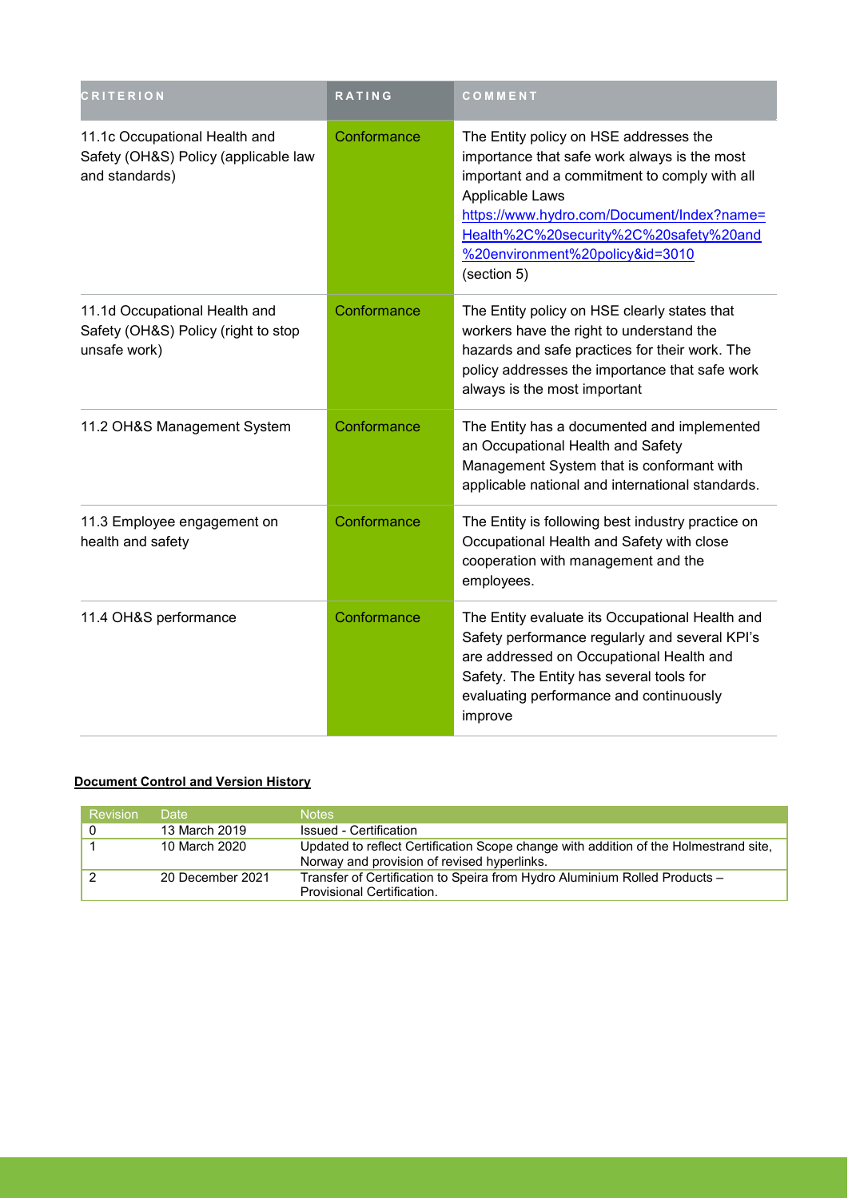| CRITERION | RATING | COMMENT |
| --- | --- | --- |
| 11.1c Occupational Health and Safety (OH&S) Policy (applicable law and standards) | Conformance | The Entity policy on HSE addresses the importance that safe work always is the most important and a commitment to comply with all Applicable Laws https://www.hydro.com/Document/Index?name=Health%2C%20security%2C%20safety%20and%20environment%20policy&id=3010 (section 5) |
| 11.1d Occupational Health and Safety (OH&S) Policy (right to stop unsafe work) | Conformance | The Entity policy on HSE clearly states that workers have the right to understand the hazards and safe practices for their work. The policy addresses the importance that safe work always is the most important |
| 11.2 OH&S Management System | Conformance | The Entity has a documented and implemented an Occupational Health and Safety Management System that is conformant with applicable national and international standards. |
| 11.3 Employee engagement on health and safety | Conformance | The Entity is following best industry practice on Occupational Health and Safety with close cooperation with management and the employees. |
| 11.4 OH&S performance | Conformance | The Entity evaluate its Occupational Health and Safety performance regularly and several KPI's are addressed on Occupational Health and Safety. The Entity has several tools for evaluating performance and continuously improve |

**Document Control and Version History**

| Revision | Date | Notes |
| --- | --- | --- |
| 0 | 13 March 2019 | Issued - Certification |
| 1 | 10 March 2020 | Updated to reflect Certification Scope change with addition of the Holmestrand site, Norway and provision of revised hyperlinks. |
| 2 | 20 December 2021 | Transfer of Certification to Speira from Hydro Aluminium Rolled Products – Provisional Certification. |